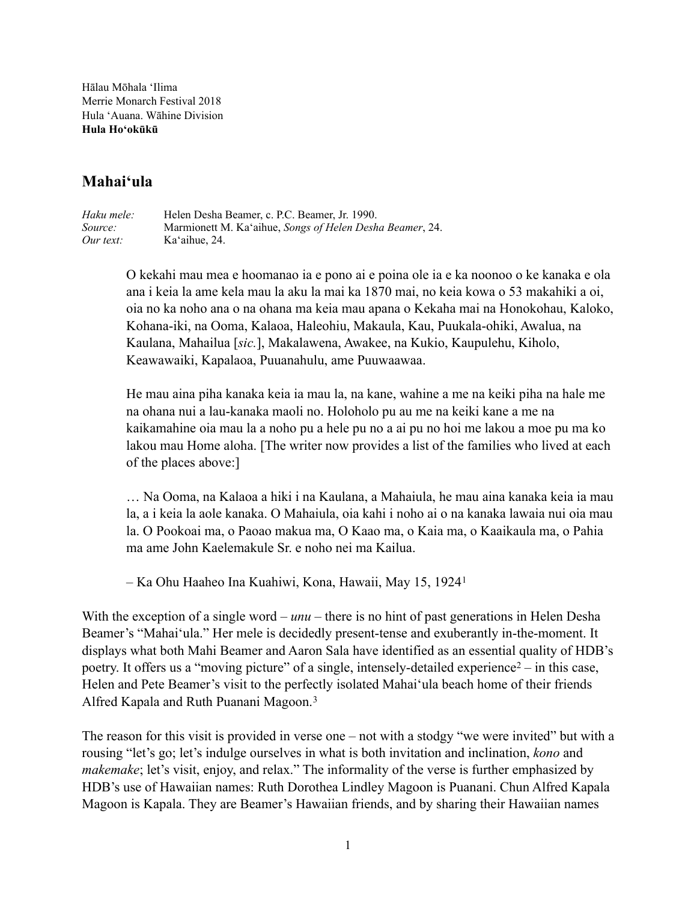Hālau Mōhala ʻIlima
Merrie Monarch Festival 2018
Hula ʻAuana. Wāhine Division
**Hula Hoʻokūkū**

## Mahaiʻula

*Haku mele:* Helen Desha Beamer, c. P.C. Beamer, Jr. 1990.
*Source:* Marmionett M. Kaʻaihue, *Songs of Helen Desha Beamer*, 24.
*Our text:* Kaʻaihue, 24.

> O kekahi mau mea e hoomanao ia e pono ai e poina ole ia e ka noonoo o ke kanaka e ola ana i keia la ame kela mau la aku la mai ka 1870 mai, no keia kowa o 53 makahiki a oi, oia no ka noho ana o na ohana ma keia mau apana o Kekaha mai na Honokohau, Kaloko, Kohana-iki, na Ooma, Kalaoa, Haleohiu, Makaula, Kau, Puukala-ohiki, Awalua, na Kaulana, Mahailua [*sic.*], Makalawena, Awakee, na Kukio, Kaupulehu, Kiholo, Keawawaiki, Kapalaoa, Puuanahulu, ame Puuwaawaa.
>
> He mau aina piha kanaka keia ia mau la, na kane, wahine a me na keiki piha na hale me na ohana nui a lau-kanaka maoli no. Holoholo pu au me na keiki kane a me na kaikamahine oia mau la a noho pu a hele pu no a ai pu no hoi me lakou a moe pu ma ko lakou mau Home aloha. [The writer now provides a list of the families who lived at each of the places above:]
>
> … Na Ooma, na Kalaoa a hiki i na Kaulana, a Mahaiula, he mau aina kanaka keia ia mau la, a i keia la aole kanaka. O Mahaiula, oia kahi i noho ai o na kanaka lawaia nui oia mau la. O Pookoai ma, o Paoao makua ma, O Kaao ma, o Kaia ma, o Kaaikaula ma, o Pahia ma ame John Kaelemakule Sr. e noho nei ma Kailua.
>
> – Ka Ohu Haaheo Ina Kuahiwi, Kona, Hawaii, May 15, 1924[1]

With the exception of a single word – *unu* – there is no hint of past generations in Helen Desha Beamer's "Mahaiʻula." Her mele is decidedly present-tense and exuberantly in-the-moment. It displays what both Mahi Beamer and Aaron Sala have identified as an essential quality of HDB's poetry. It offers us a "moving picture" of a single, intensely-detailed experience[2] – in this case, Helen and Pete Beamer's visit to the perfectly isolated Mahaiʻula beach home of their friends Alfred Kapala and Ruth Puanani Magoon.[3]

The reason for this visit is provided in verse one – not with a stodgy "we were invited" but with a rousing "let's go; let's indulge ourselves in what is both invitation and inclination, *kono* and *makemake*; let's visit, enjoy, and relax." The informality of the verse is further emphasized by HDB's use of Hawaiian names: Ruth Dorothea Lindley Magoon is Puanani. Chun Alfred Kapala Magoon is Kapala. They are Beamer's Hawaiian friends, and by sharing their Hawaiian names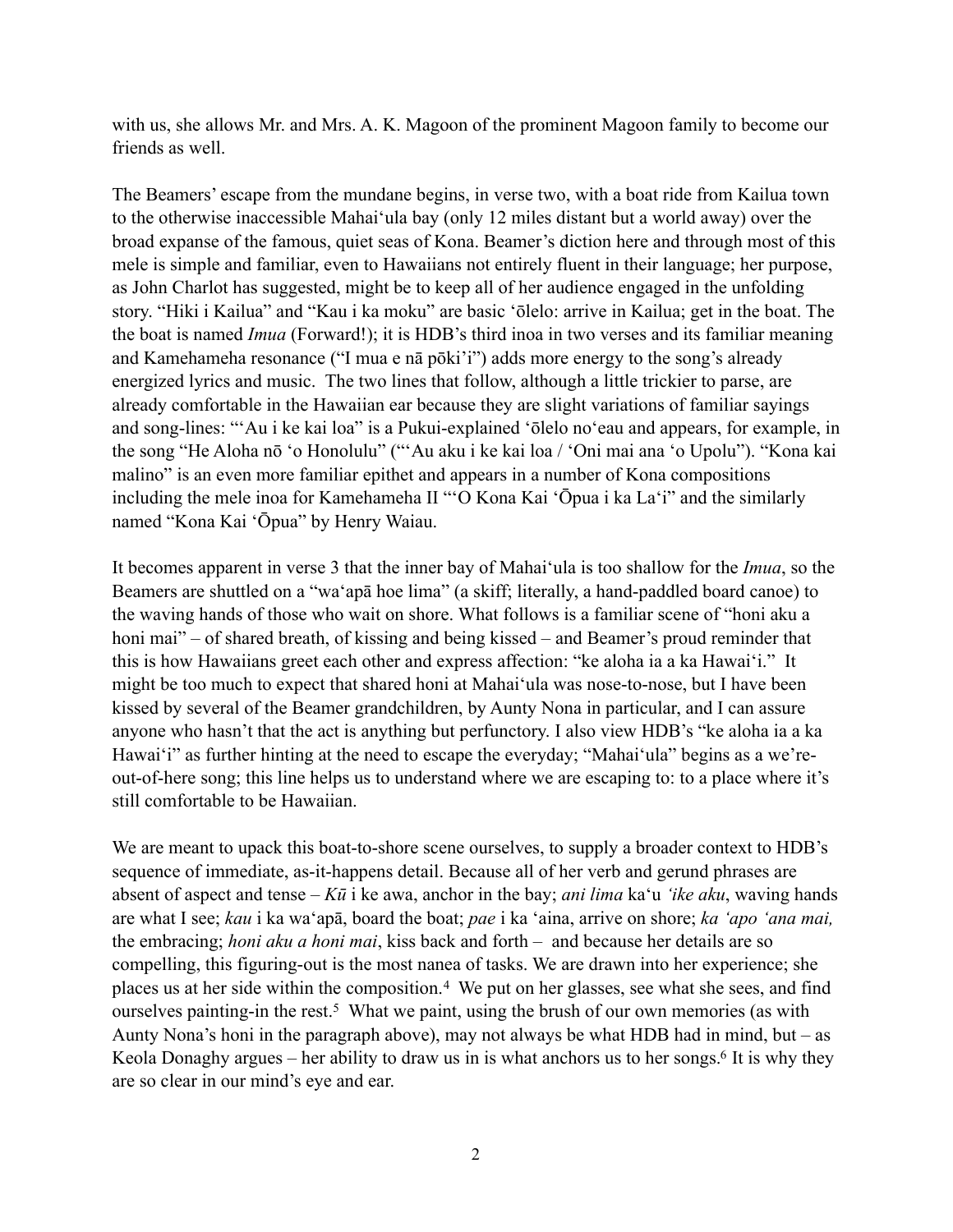with us, she allows Mr. and Mrs. A. K. Magoon of the prominent Magoon family to become our friends as well.

The Beamers' escape from the mundane begins, in verse two, with a boat ride from Kailua town to the otherwise inaccessible Mahaiʻula bay (only 12 miles distant but a world away) over the broad expanse of the famous, quiet seas of Kona. Beamer's diction here and through most of this mele is simple and familiar, even to Hawaiians not entirely fluent in their language; her purpose, as John Charlot has suggested, might be to keep all of her audience engaged in the unfolding story. "Hiki i Kailua" and "Kau i ka moku" are basic ʻōlelo: arrive in Kailua; get in the boat. The the boat is named *Imua* (Forward!); it is HDB's third inoa in two verses and its familiar meaning and Kamehameha resonance ("I mua e nā pōkiʻi") adds more energy to the song's already energized lyrics and music. The two lines that follow, although a little trickier to parse, are already comfortable in the Hawaiian ear because they are slight variations of familiar sayings and song-lines: "ʻAu i ke kai loa" is a Pukui-explained ʻōlelo noʻeau and appears, for example, in the song "He Aloha nō ʻo Honolulu" ("ʻAu aku i ke kai loa / ʻOni mai ana ʻo Upolu"). "Kona kai malino" is an even more familiar epithet and appears in a number of Kona compositions including the mele inoa for Kamehameha II "ʻO Kona Kai ʻŌpua i ka Laʻi" and the similarly named "Kona Kai ʻŌpua" by Henry Waiau.

It becomes apparent in verse 3 that the inner bay of Mahaiʻula is too shallow for the *Imua*, so the Beamers are shuttled on a "waʻapā hoe lima" (a skiff; literally, a hand-paddled board canoe) to the waving hands of those who wait on shore. What follows is a familiar scene of "honi aku a honi mai" – of shared breath, of kissing and being kissed – and Beamer's proud reminder that this is how Hawaiians greet each other and express affection: "ke aloha ia a ka Hawaiʻi." It might be too much to expect that shared honi at Mahaiʻula was nose-to-nose, but I have been kissed by several of the Beamer grandchildren, by Aunty Nona in particular, and I can assure anyone who hasn't that the act is anything but perfunctory. I also view HDB's "ke aloha ia a ka Hawaiʻi" as further hinting at the need to escape the everyday; "Mahaiʻula" begins as a we're-out-of-here song; this line helps us to understand where we are escaping to: to a place where it's still comfortable to be Hawaiian.

We are meant to upack this boat-to-shore scene ourselves, to supply a broader context to HDB's sequence of immediate, as-it-happens detail. Because all of her verb and gerund phrases are absent of aspect and tense – *Kū* i ke awa, anchor in the bay; *ani lima* kaʻu *ʻike aku*, waving hands are what I see; *kau* i ka waʻapā, board the boat; *pae* i ka ʻaina, arrive on shore; *ka ʻapo ʻana mai,* the embracing; *honi aku a honi mai*, kiss back and forth – and because her details are so compelling, this figuring-out is the most nanea of tasks. We are drawn into her experience; she places us at her side within the composition.[4] We put on her glasses, see what she sees, and find ourselves painting-in the rest.[5] What we paint, using the brush of our own memories (as with Aunty Nona's honi in the paragraph above), may not always be what HDB had in mind, but – as Keola Donaghy argues – her ability to draw us in is what anchors us to her songs.[6] It is why they are so clear in our mind's eye and ear.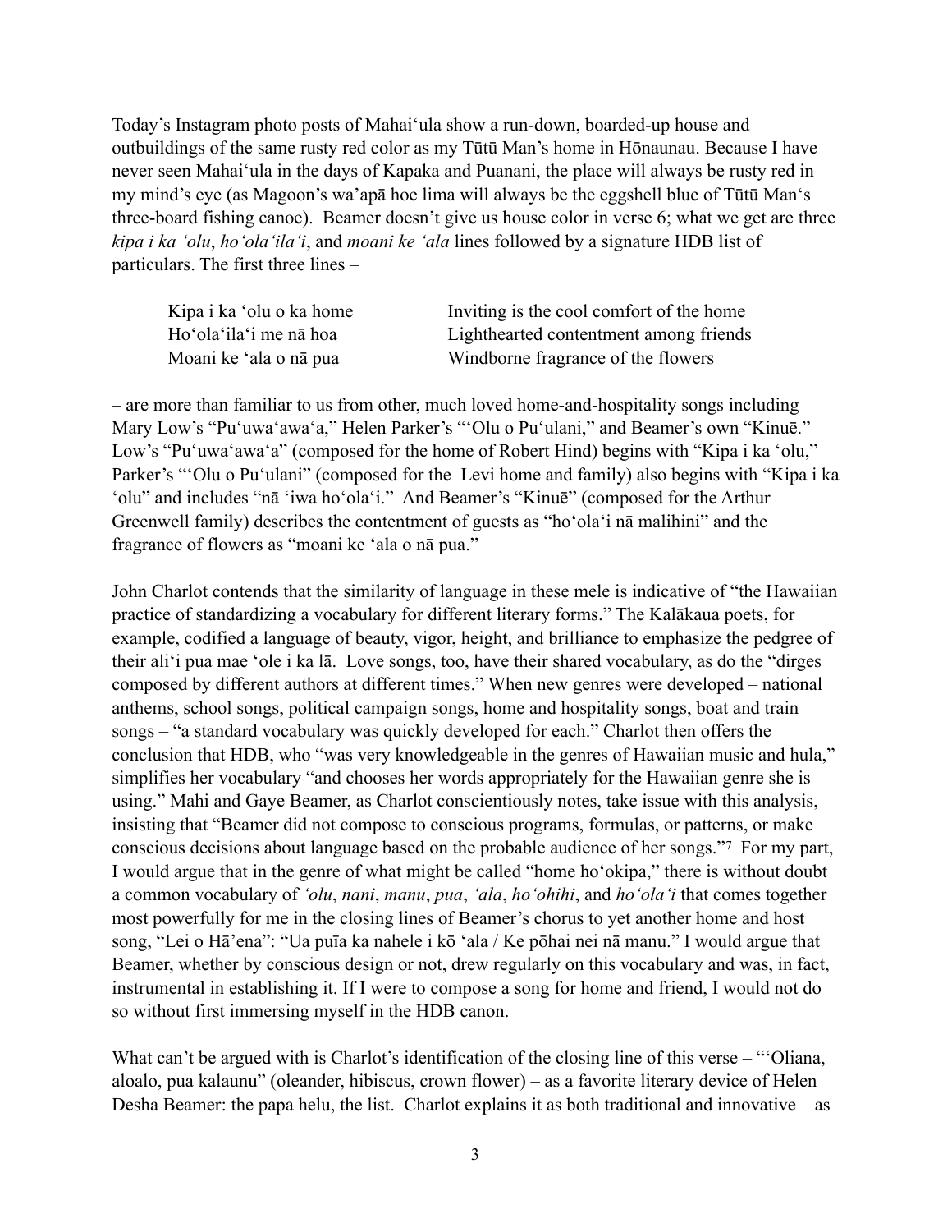Today's Instagram photo posts of Mahaiʻula show a run-down, boarded-up house and outbuildings of the same rusty red color as my Tūtū Man's home in Hōnaunau. Because I have never seen Mahaiʻula in the days of Kapaka and Puanani, the place will always be rusty red in my mind's eye (as Magoon's wa'apā hoe lima will always be the eggshell blue of Tūtū Man's three-board fishing canoe). Beamer doesn't give us house color in verse 6; what we get are three *kipa i ka ʻolu*, *hoʻolaʻilaʻi*, and *moani ke ʻala* lines followed by a signature HDB list of particulars. The first three lines –

| | |
|---|---|
| Kipa i ka ʻolu o ka home | Inviting is the cool comfort of the home |
| Hoʻolaʻilaʻi me nā hoa | Lighthearted contentment among friends |
| Moani ke ʻala o nā pua | Windborne fragrance of the flowers |

– are more than familiar to us from other, much loved home-and-hospitality songs including Mary Low's "Puʻuwaʻawaʻa," Helen Parker's "ʻOlu o Puʻulani," and Beamer's own "Kinuē." Low's "Puʻuwaʻawaʻa" (composed for the home of Robert Hind) begins with "Kipa i ka ʻolu," Parker's "ʻOlu o Puʻulani" (composed for the Levi home and family) also begins with "Kipa i ka ʻolu" and includes "nā ʻiwa hoʻolaʻi." And Beamer's "Kinuē" (composed for the Arthur Greenwell family) describes the contentment of guests as "hoʻolaʻi nā malihini" and the fragrance of flowers as "moani ke ʻala o nā pua."

John Charlot contends that the similarity of language in these mele is indicative of "the Hawaiian practice of standardizing a vocabulary for different literary forms." The Kalākaua poets, for example, codified a language of beauty, vigor, height, and brilliance to emphasize the pedgree of their aliʻi pua mae ʻole i ka lā. Love songs, too, have their shared vocabulary, as do the "dirges composed by different authors at different times." When new genres were developed – national anthems, school songs, political campaign songs, home and hospitality songs, boat and train songs – "a standard vocabulary was quickly developed for each." Charlot then offers the conclusion that HDB, who "was very knowledgeable in the genres of Hawaiian music and hula," simplifies her vocabulary "and chooses her words appropriately for the Hawaiian genre she is using." Mahi and Gaye Beamer, as Charlot conscientiously notes, take issue with this analysis, insisting that "Beamer did not compose to conscious programs, formulas, or patterns, or make conscious decisions about language based on the probable audience of her songs."[7] For my part, I would argue that in the genre of what might be called "home hoʻokipa," there is without doubt a common vocabulary of *ʻolu*, *nani*, *manu*, *pua*, *ʻala*, *hoʻohihi*, and *hoʻolaʻi* that comes together most powerfully for me in the closing lines of Beamer's chorus to yet another home and host song, "Lei o Hā'ena": "Ua puīa ka nahele i kō ʻala / Ke pōhai nei nā manu." I would argue that Beamer, whether by conscious design or not, drew regularly on this vocabulary and was, in fact, instrumental in establishing it. If I were to compose a song for home and friend, I would not do so without first immersing myself in the HDB canon.

What can't be argued with is Charlot's identification of the closing line of this verse – "ʻOliana, aloalo, pua kalaunu" (oleander, hibiscus, crown flower) – as a favorite literary device of Helen Desha Beamer: the papa helu, the list. Charlot explains it as both traditional and innovative – as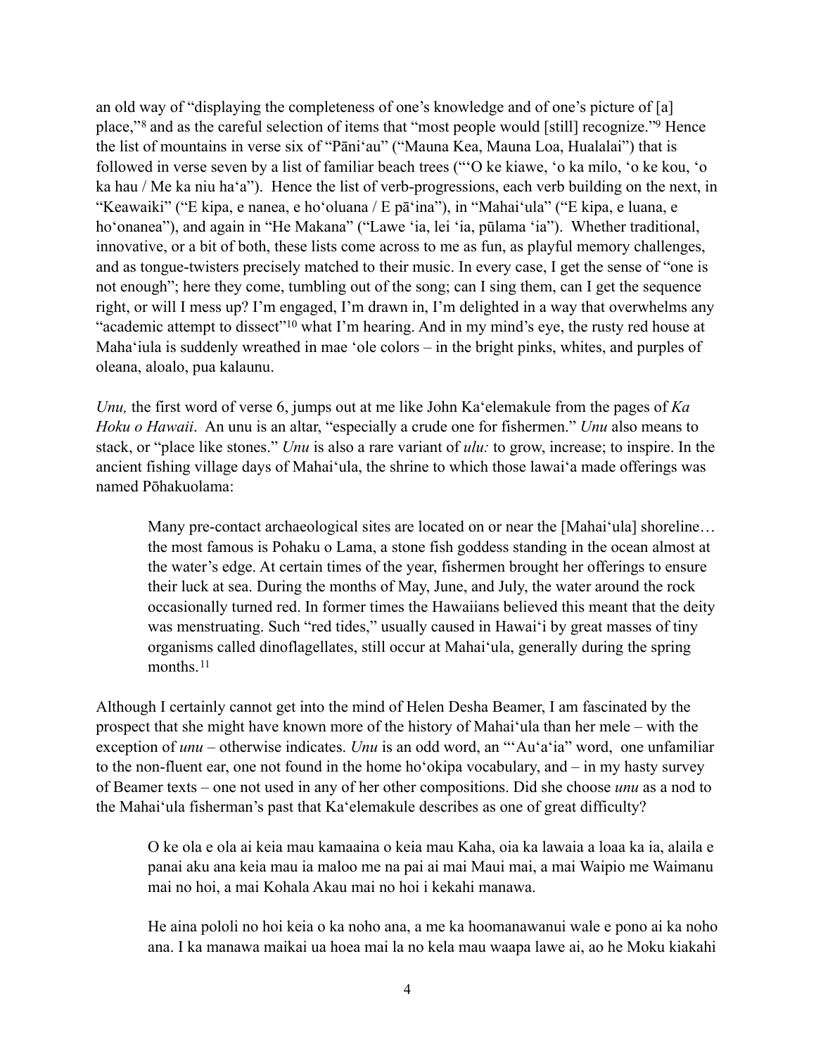an old way of "displaying the completeness of one's knowledge and of one's picture of [a] place,"[8] and as the careful selection of items that "most people would [still] recognize."[9] Hence the list of mountains in verse six of "Pāniʻau" ("Mauna Kea, Mauna Loa, Hualalai") that is followed in verse seven by a list of familiar beach trees ("ʻO ke kiawe, ʻo ka milo, ʻo ke kou, ʻo ka hau / Me ka niu haʻa"). Hence the list of verb-progressions, each verb building on the next, in "Keawaiki" ("E kipa, e nanea, e hoʻoluana / E pāʻina"), in "Mahaiʻula" ("E kipa, e luana, e hoʻonanea"), and again in "He Makana" ("Lawe ʻia, lei ʻia, pūlama ʻia"). Whether traditional, innovative, or a bit of both, these lists come across to me as fun, as playful memory challenges, and as tongue-twisters precisely matched to their music. In every case, I get the sense of "one is not enough"; here they come, tumbling out of the song; can I sing them, can I get the sequence right, or will I mess up? I'm engaged, I'm drawn in, I'm delighted in a way that overwhelms any "academic attempt to dissect"[10] what I'm hearing. And in my mind's eye, the rusty red house at Mahaʻiula is suddenly wreathed in mae ʻole colors – in the bright pinks, whites, and purples of oleana, aloalo, pua kalaunu.

*Unu,* the first word of verse 6, jumps out at me like John Kaʻelemakule from the pages of *Ka Hoku o Hawaii*. An unu is an altar, "especially a crude one for fishermen." *Unu* also means to stack, or "place like stones." *Unu* is also a rare variant of *ulu:* to grow, increase; to inspire. In the ancient fishing village days of Mahaiʻula, the shrine to which those lawaiʻa made offerings was named Pōhakuolama:

> Many pre-contact archaeological sites are located on or near the [Mahaiʻula] shoreline… the most famous is Pohaku o Lama, a stone fish goddess standing in the ocean almost at the water's edge. At certain times of the year, fishermen brought her offerings to ensure their luck at sea. During the months of May, June, and July, the water around the rock occasionally turned red. In former times the Hawaiians believed this meant that the deity was menstruating. Such "red tides," usually caused in Hawaiʻi by great masses of tiny organisms called dinoflagellates, still occur at Mahaiʻula, generally during the spring months.[11]

Although I certainly cannot get into the mind of Helen Desha Beamer, I am fascinated by the prospect that she might have known more of the history of Mahaiʻula than her mele – with the exception of *unu* – otherwise indicates. *Unu* is an odd word, an "ʻAuʻaʻia" word, one unfamiliar to the non-fluent ear, one not found in the home hoʻokipa vocabulary, and – in my hasty survey of Beamer texts – one not used in any of her other compositions. Did she choose *unu* as a nod to the Mahaiʻula fisherman's past that Kaʻelemakule describes as one of great difficulty?

> O ke ola e ola ai keia mau kamaaina o keia mau Kaha, oia ka lawaia a loaa ka ia, alaila e panai aku ana keia mau ia maloo me na pai ai mai Maui mai, a mai Waipio me Waimanu mai no hoi, a mai Kohala Akau mai no hoi i kekahi manawa.
>
> He aina pololi no hoi keia o ka noho ana, a me ka hoomanawanui wale e pono ai ka noho ana. I ka manawa maikai ua hoea mai la no kela mau waapa lawe ai, ao he Moku kiakahi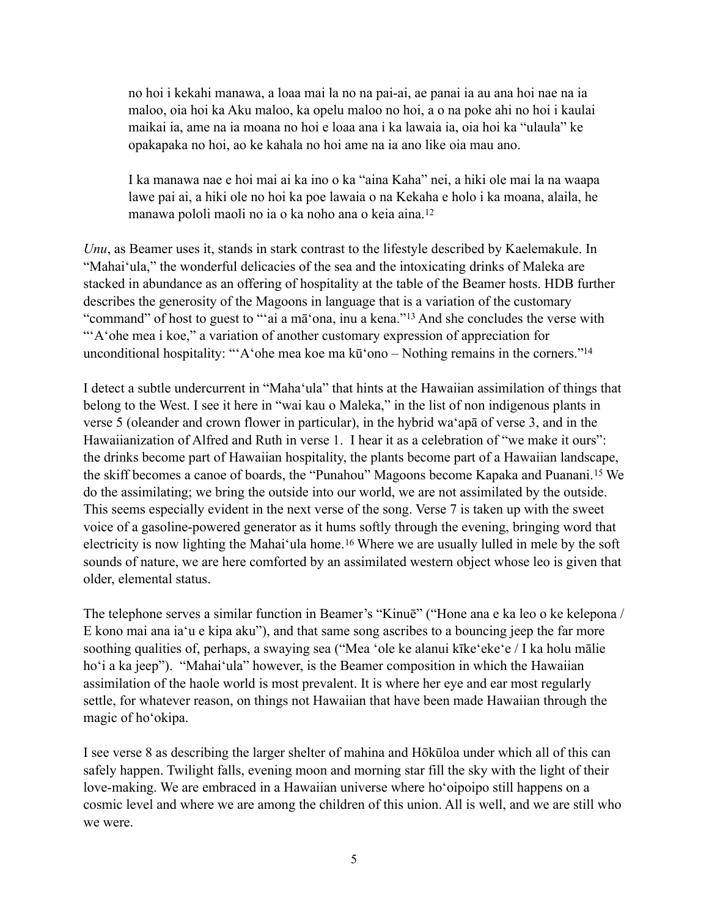> no hoi i kekahi manawa, a loaa mai la no na pai-ai, ae panai ia au ana hoi nae na ia maloo, oia hoi ka Aku maloo, ka opelu maloo no hoi, a o na poke ahi no hoi i kaulai maikai ia, ame na ia moana no hoi e loaa ana i ka lawaia ia, oia hoi ka "ulaula" ke opakapaka no hoi, ao ke kahala no hoi ame na ia ano like oia mau ano.
>
> I ka manawa nae e hoi mai ai ka ino o ka "aina Kaha" nei, a hiki ole mai la na waapa lawe pai ai, a hiki ole no hoi ka poe lawaia o na Kekaha e holo i ka moana, alaila, he manawa pololi maoli no ia o ka noho ana o keia aina.[12]

*Unu*, as Beamer uses it, stands in stark contrast to the lifestyle described by Kaelemakule. In "Mahaiʻula," the wonderful delicacies of the sea and the intoxicating drinks of Maleka are stacked in abundance as an offering of hospitality at the table of the Beamer hosts. HDB further describes the generosity of the Magoons in language that is a variation of the customary "command" of host to guest to "ʻai a māʻona, inu a kena."[13] And she concludes the verse with "ʻAʻohe mea i koe," a variation of another customary expression of appreciation for unconditional hospitality: "ʻAʻohe mea koe ma kūʻono – Nothing remains in the corners."[14]

I detect a subtle undercurrent in "Mahaʻula" that hints at the Hawaiian assimilation of things that belong to the West. I see it here in "wai kau o Maleka," in the list of non indigenous plants in verse 5 (oleander and crown flower in particular), in the hybrid waʻapā of verse 3, and in the Hawaiianization of Alfred and Ruth in verse 1. I hear it as a celebration of "we make it ours": the drinks become part of Hawaiian hospitality, the plants become part of a Hawaiian landscape, the skiff becomes a canoe of boards, the "Punahou" Magoons become Kapaka and Puanani.[15] We do the assimilating; we bring the outside into our world, we are not assimilated by the outside. This seems especially evident in the next verse of the song. Verse 7 is taken up with the sweet voice of a gasoline-powered generator as it hums softly through the evening, bringing word that electricity is now lighting the Mahaiʻula home.[16] Where we are usually lulled in mele by the soft sounds of nature, we are here comforted by an assimilated western object whose leo is given that older, elemental status.

The telephone serves a similar function in Beamer's "Kinuē" ("Hone ana e ka leo o ke kelepona / E kono mai ana iaʻu e kipa aku"), and that same song ascribes to a bouncing jeep the far more soothing qualities of, perhaps, a swaying sea ("Mea ʻole ke alanui kīkeʻekeʻe / I ka holu mālie hoʻi a ka jeep"). "Mahaiʻula" however, is the Beamer composition in which the Hawaiian assimilation of the haole world is most prevalent. It is where her eye and ear most regularly settle, for whatever reason, on things not Hawaiian that have been made Hawaiian through the magic of hoʻokipa.

I see verse 8 as describing the larger shelter of mahina and Hōkūloa under which all of this can safely happen. Twilight falls, evening moon and morning star fill the sky with the light of their love-making. We are embraced in a Hawaiian universe where hoʻoipoipo still happens on a cosmic level and where we are among the children of this union. All is well, and we are still who we were.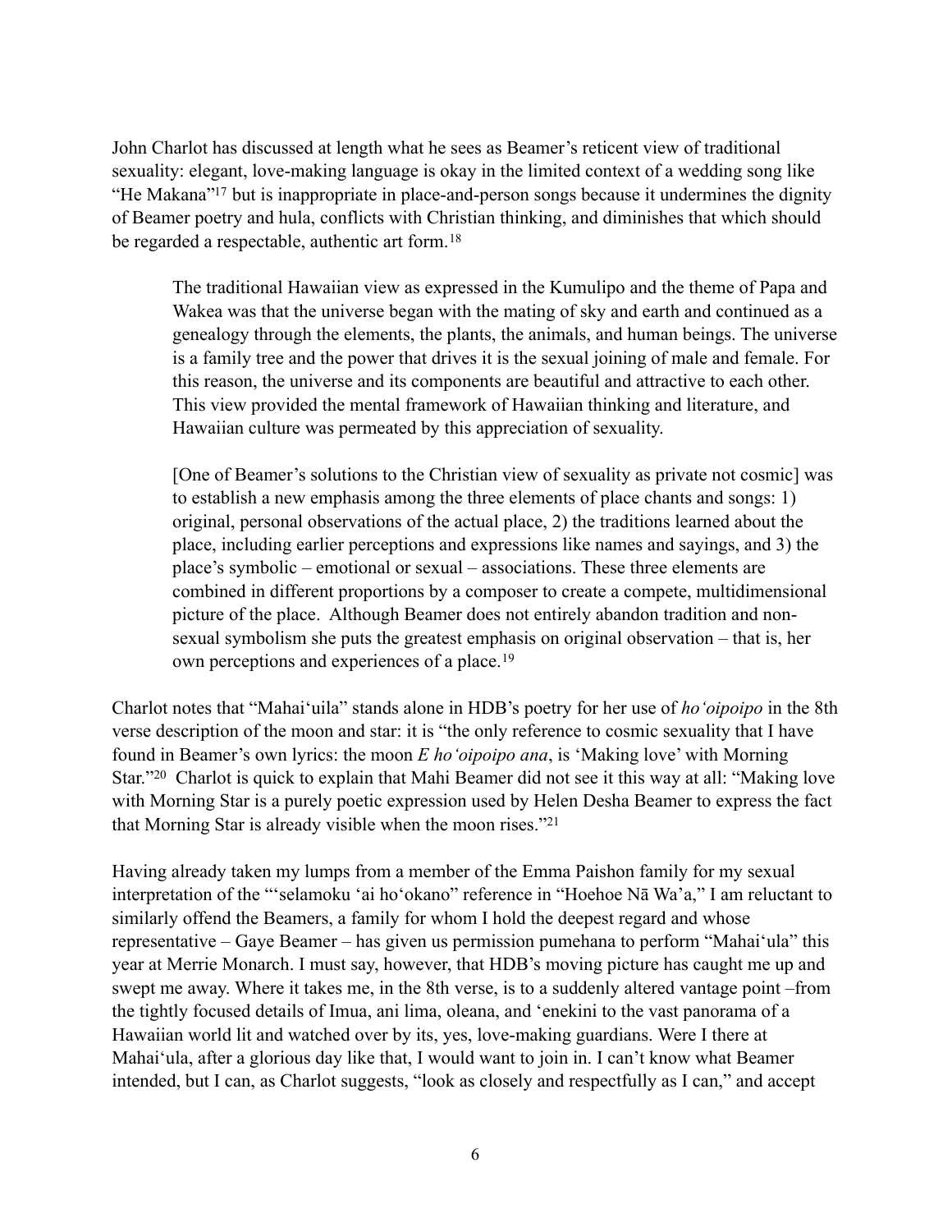John Charlot has discussed at length what he sees as Beamer's reticent view of traditional sexuality: elegant, love-making language is okay in the limited context of a wedding song like "He Makana"[17] but is inappropriate in place-and-person songs because it undermines the dignity of Beamer poetry and hula, conflicts with Christian thinking, and diminishes that which should be regarded a respectable, authentic art form.[18]

> The traditional Hawaiian view as expressed in the Kumulipo and the theme of Papa and Wakea was that the universe began with the mating of sky and earth and continued as a genealogy through the elements, the plants, the animals, and human beings. The universe is a family tree and the power that drives it is the sexual joining of male and female. For this reason, the universe and its components are beautiful and attractive to each other. This view provided the mental framework of Hawaiian thinking and literature, and Hawaiian culture was permeated by this appreciation of sexuality.
>
> [One of Beamer's solutions to the Christian view of sexuality as private not cosmic] was to establish a new emphasis among the three elements of place chants and songs: 1) original, personal observations of the actual place, 2) the traditions learned about the place, including earlier perceptions and expressions like names and sayings, and 3) the place's symbolic – emotional or sexual – associations. These three elements are combined in different proportions by a composer to create a compete, multidimensional picture of the place. Although Beamer does not entirely abandon tradition and non-sexual symbolism she puts the greatest emphasis on original observation – that is, her own perceptions and experiences of a place.[19]

Charlot notes that "Mahaiʻuila" stands alone in HDB's poetry for her use of *hoʻoipoipo* in the 8th verse description of the moon and star: it is "the only reference to cosmic sexuality that I have found in Beamer's own lyrics: the moon *E hoʻoipoipo ana*, is 'Making love' with Morning Star."[20] Charlot is quick to explain that Mahi Beamer did not see it this way at all: "Making love with Morning Star is a purely poetic expression used by Helen Desha Beamer to express the fact that Morning Star is already visible when the moon rises."[21]

Having already taken my lumps from a member of the Emma Paishon family for my sexual interpretation of the "ʻselamoku ʻai hoʻokano" reference in "Hoehoe Nā Waʻa," I am reluctant to similarly offend the Beamers, a family for whom I hold the deepest regard and whose representative – Gaye Beamer – has given us permission pumehana to perform "Mahaiʻula" this year at Merrie Monarch. I must say, however, that HDB's moving picture has caught me up and swept me away. Where it takes me, in the 8th verse, is to a suddenly altered vantage point –from the tightly focused details of Imua, ani lima, oleana, and ʻenekini to the vast panorama of a Hawaiian world lit and watched over by its, yes, love-making guardians. Were I there at Mahaiʻula, after a glorious day like that, I would want to join in. I can't know what Beamer intended, but I can, as Charlot suggests, "look as closely and respectfully as I can," and accept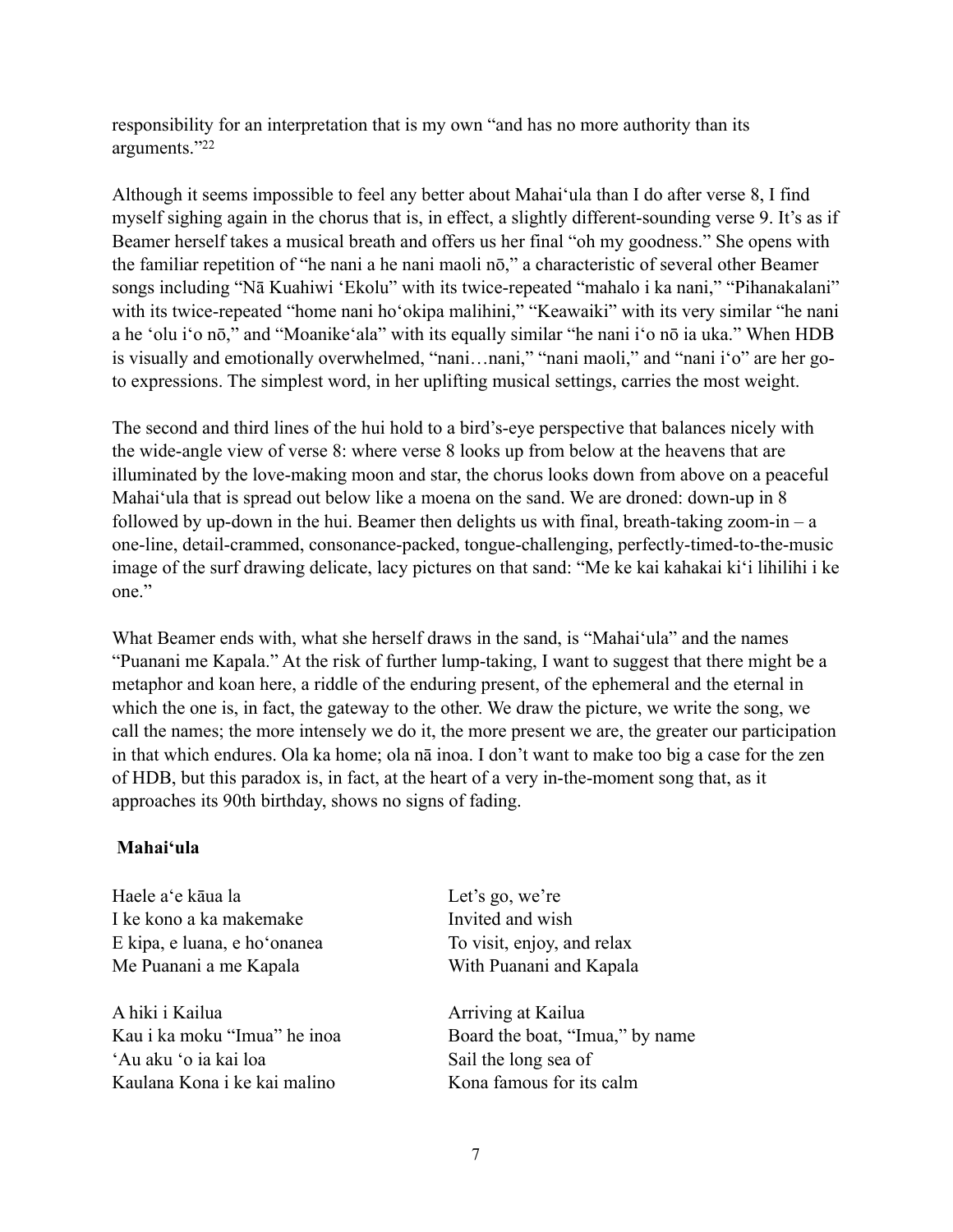responsibility for an interpretation that is my own "and has no more authority than its arguments."[22]

Although it seems impossible to feel any better about Mahaiʻula than I do after verse 8, I find myself sighing again in the chorus that is, in effect, a slightly different-sounding verse 9. It's as if Beamer herself takes a musical breath and offers us her final "oh my goodness." She opens with the familiar repetition of "he nani a he nani maoli nō," a characteristic of several other Beamer songs including "Nā Kuahiwi ʻEkolu" with its twice-repeated "mahalo i ka nani," "Pihanakalani" with its twice-repeated "home nani hoʻokipa malihini," "Keawaiki" with its very similar "he nani a he ʻolu iʻo nō," and "Moanikeʻala" with its equally similar "he nani iʻo nō ia uka." When HDB is visually and emotionally overwhelmed, "nani…nani," "nani maoli," and "nani iʻo" are her go-to expressions. The simplest word, in her uplifting musical settings, carries the most weight.

The second and third lines of the hui hold to a bird's-eye perspective that balances nicely with the wide-angle view of verse 8: where verse 8 looks up from below at the heavens that are illuminated by the love-making moon and star, the chorus looks down from above on a peaceful Mahaiʻula that is spread out below like a moena on the sand. We are droned: down-up in 8 followed by up-down in the hui. Beamer then delights us with final, breath-taking zoom-in – a one-line, detail-crammed, consonance-packed, tongue-challenging, perfectly-timed-to-the-music image of the surf drawing delicate, lacy pictures on that sand: "Me ke kai kahakai kiʻi lihilihi i ke one."

What Beamer ends with, what she herself draws in the sand, is "Mahaiʻula" and the names "Puanani me Kapala." At the risk of further lump-taking, I want to suggest that there might be a metaphor and koan here, a riddle of the enduring present, of the ephemeral and the eternal in which the one is, in fact, the gateway to the other. We draw the picture, we write the song, we call the names; the more intensely we do it, the more present we are, the greater our participation in that which endures. Ola ka home; ola nā inoa. I don't want to make too big a case for the zen of HDB, but this paradox is, in fact, at the heart of a very in-the-moment song that, as it approaches its 90th birthday, shows no signs of fading.

**Mahaiʻula**

| | |
|---|---|
| Haele aʻe kāua la | Let's go, we're |
| I ke kono a ka makemake | Invited and wish |
| E kipa, e luana, e hoʻonanea | To visit, enjoy, and relax |
| Me Puanani a me Kapala | With Puanani and Kapala |
| | |
| A hiki i Kailua | Arriving at Kailua |
| Kau i ka moku "Imua" he inoa | Board the boat, "Imua," by name |
| ʻAu aku ʻo ia kai loa | Sail the long sea of |
| Kaulana Kona i ke kai malino | Kona famous for its calm |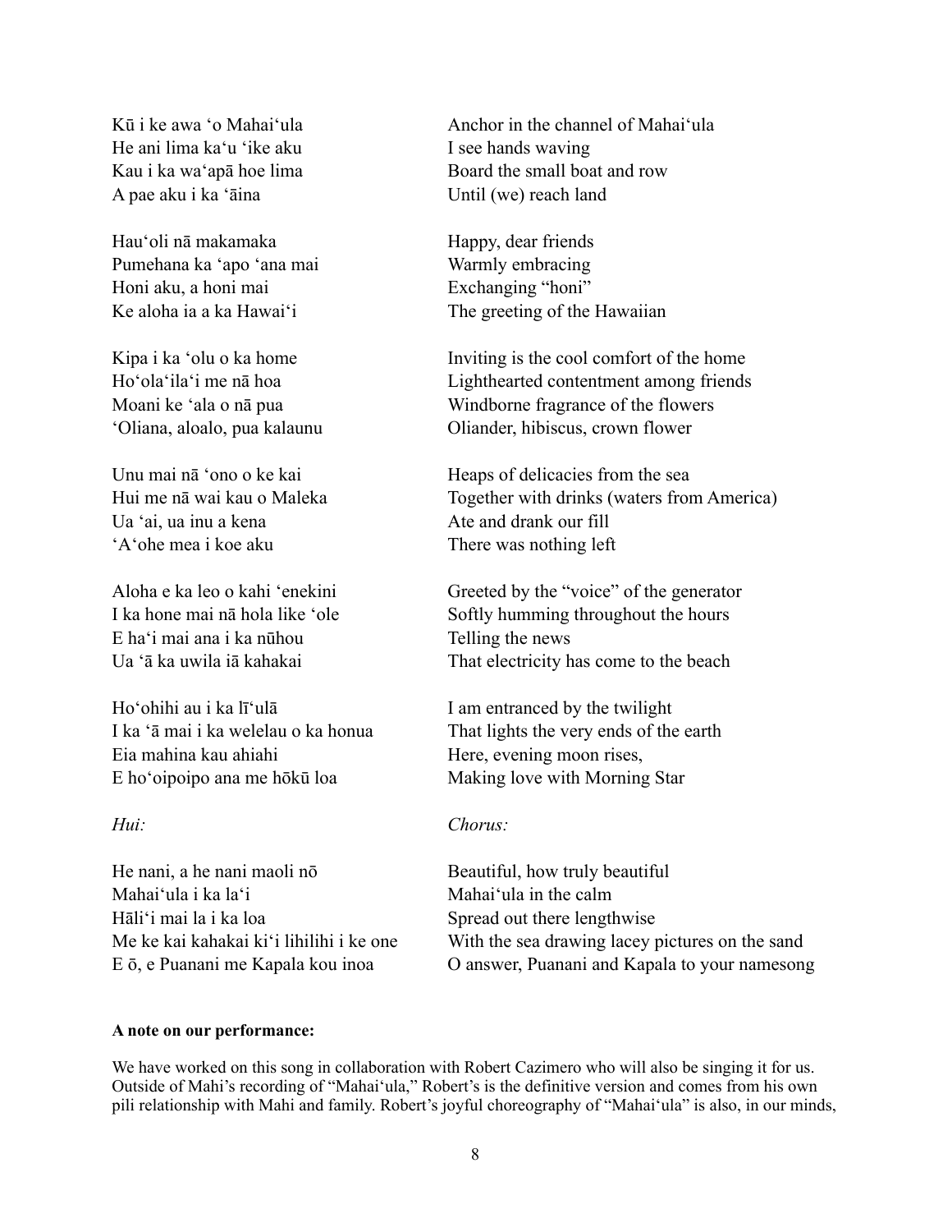| | |
|---|---|
| Kū i ke awa ʻo Mahaiʻula | Anchor in the channel of Mahaiʻula |
| He ani lima kaʻu ʻike aku | I see hands waving |
| Kau i ka waʻapā hoe lima | Board the small boat and row |
| A pae aku i ka ʻāina | Until (we) reach land |
| | |
| Hauʻoli nā makamaka | Happy, dear friends |
| Pumehana ka ʻapo ʻana mai | Warmly embracing |
| Honi aku, a honi mai | Exchanging "honi" |
| Ke aloha ia a ka Hawaiʻi | The greeting of the Hawaiian |
| | |
| Kipa i ka ʻolu o ka home | Inviting is the cool comfort of the home |
| Hoʻolaʻilaʻi me nā hoa | Lighthearted contentment among friends |
| Moani ke ʻala o nā pua | Windborne fragrance of the flowers |
| ʻOliana, aloalo, pua kalaunu | Oliander, hibiscus, crown flower |
| | |
| Unu mai nā ʻono o ke kai | Heaps of delicacies from the sea |
| Hui me nā wai kau o Maleka | Together with drinks (waters from America) |
| Ua ʻai, ua inu a kena | Ate and drank our fill |
| ʻAʻohe mea i koe aku | There was nothing left |
| | |
| Aloha e ka leo o kahi ʻenekini | Greeted by the "voice" of the generator |
| I ka hone mai nā hola like ʻole | Softly humming throughout the hours |
| E haʻi mai ana i ka nūhou | Telling the news |
| Ua ʻā ka uwila iā kahakai | That electricity has come to the beach |
| | |
| Hoʻohihi au i ka līʻulā | I am entranced by the twilight |
| I ka ʻā mai i ka welelau o ka honua | That lights the very ends of the earth |
| Eia mahina kau ahiahi | Here, evening moon rises, |
| E hoʻoipoipo ana me hōkū loa | Making love with Morning Star |
| | |
| *Hui:* | *Chorus:* |
| | |
| He nani, a he nani maoli nō | Beautiful, how truly beautiful |
| Mahaiʻula i ka laʻi | Mahaiʻula in the calm |
| Hāliʻi mai la i ka loa | Spread out there lengthwise |
| Me ke kai kahakai kiʻi lihilihi i ke one | With the sea drawing lacey pictures on the sand |
| E ō, e Puanani me Kapala kou inoa | O answer, Puanani and Kapala to your namesong |

**A note on our performance:**

We have worked on this song in collaboration with Robert Cazimero who will also be singing it for us. Outside of Mahi's recording of "Mahaiʻula," Robert's is the definitive version and comes from his own pili relationship with Mahi and family. Robert's joyful choreography of "Mahaiʻula" is also, in our minds,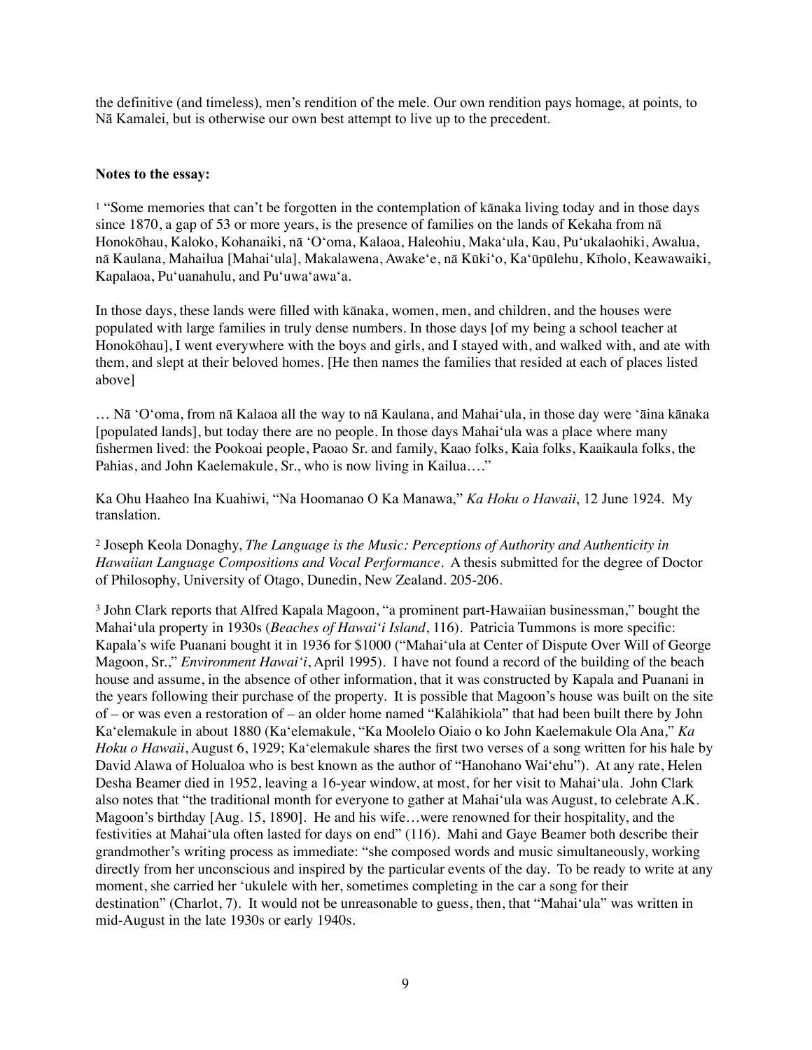the definitive (and timeless), men's rendition of the mele. Our own rendition pays homage, at points, to Nā Kamalei, but is otherwise our own best attempt to live up to the precedent.

**Notes to the essay:**

[1] "Some memories that can't be forgotten in the contemplation of kānaka living today and in those days since 1870, a gap of 53 or more years, is the presence of families on the lands of Kekaha from nā Honokōhau, Kaloko, Kohanaiki, nā ʻOʻoma, Kalaoa, Haleohiu, Makaʻula, Kau, Puʻukalaohiki, Awalua, nā Kaulana, Mahailua [Mahaiʻula], Makalawena, Awakeʻe, nā Kūkiʻo, Kaʻūpūlehu, Kīholo, Keawawaiki, Kapalaoa, Puʻuanahulu, and Puʻuwaʻawaʻa.

In those days, these lands were filled with kānaka, women, men, and children, and the houses were populated with large families in truly dense numbers. In those days [of my being a school teacher at Honokōhau], I went everywhere with the boys and girls, and I stayed with, and walked with, and ate with them, and slept at their beloved homes. [He then names the families that resided at each of places listed above]

… Nā ʻOʻoma, from nā Kalaoa all the way to nā Kaulana, and Mahaiʻula, in those day were ʻāina kānaka [populated lands], but today there are no people. In those days Mahaiʻula was a place where many fishermen lived: the Pookoai people, Paoao Sr. and family, Kaao folks, Kaia folks, Kaaikaula folks, the Pahias, and John Kaelemakule, Sr., who is now living in Kailua…."

Ka Ohu Haaheo Ina Kuahiwi, "Na Hoomanao O Ka Manawa," *Ka Hoku o Hawaii*, 12 June 1924. My translation.

[2] Joseph Keola Donaghy, *The Language is the Music: Perceptions of Authority and Authenticity in Hawaiian Language Compositions and Vocal Performance*. A thesis submitted for the degree of Doctor of Philosophy, University of Otago, Dunedin, New Zealand. 205-206.

[3] John Clark reports that Alfred Kapala Magoon, "a prominent part-Hawaiian businessman," bought the Mahaiʻula property in 1930s (*Beaches of Hawaiʻi Island*, 116). Patricia Tummons is more specific: Kapala's wife Puanani bought it in 1936 for $1000 ("Mahaiʻula at Center of Dispute Over Will of George Magoon, Sr.," *Environment Hawaiʻi*, April 1995). I have not found a record of the building of the beach house and assume, in the absence of other information, that it was constructed by Kapala and Puanani in the years following their purchase of the property. It is possible that Magoon's house was built on the site of – or was even a restoration of – an older home named "Kalāhikiola" that had been built there by John Kaʻelemakule in about 1880 (Kaʻelemakule, "Ka Moolelo Oiaio o ko John Kaelemakule Ola Ana," *Ka Hoku o Hawaii*, August 6, 1929; Kaʻelemakule shares the first two verses of a song written for his hale by David Alawa of Holualoa who is best known as the author of "Hanohano Waiʻehu"). At any rate, Helen Desha Beamer died in 1952, leaving a 16-year window, at most, for her visit to Mahaiʻula. John Clark also notes that "the traditional month for everyone to gather at Mahaiʻula was August, to celebrate A.K. Magoon's birthday [Aug. 15, 1890]. He and his wife…were renowned for their hospitality, and the festivities at Mahaiʻula often lasted for days on end" (116). Mahi and Gaye Beamer both describe their grandmother's writing process as immediate: "she composed words and music simultaneously, working directly from her unconscious and inspired by the particular events of the day. To be ready to write at any moment, she carried her ʻukulele with her, sometimes completing in the car a song for their destination" (Charlot, 7). It would not be unreasonable to guess, then, that "Mahaiʻula" was written in mid-August in the late 1930s or early 1940s.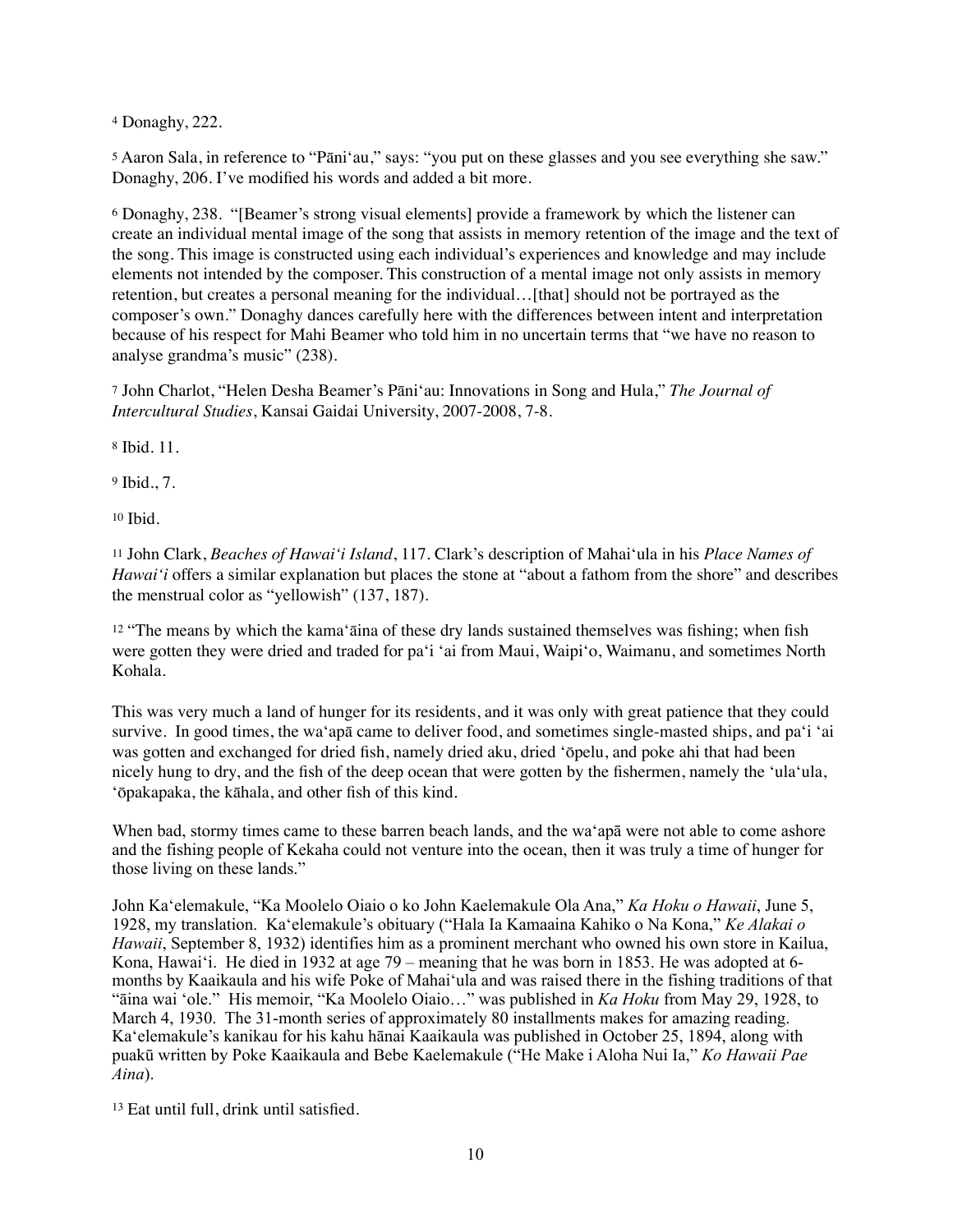[4] Donaghy, 222.

[5] Aaron Sala, in reference to "Pāniʻau," says: "you put on these glasses and you see everything she saw." Donaghy, 206. I've modified his words and added a bit more.

[6] Donaghy, 238. "[Beamer's strong visual elements] provide a framework by which the listener can create an individual mental image of the song that assists in memory retention of the image and the text of the song. This image is constructed using each individual's experiences and knowledge and may include elements not intended by the composer. This construction of a mental image not only assists in memory retention, but creates a personal meaning for the individual…[that] should not be portrayed as the composer's own." Donaghy dances carefully here with the differences between intent and interpretation because of his respect for Mahi Beamer who told him in no uncertain terms that "we have no reason to analyse grandma's music" (238).

[7] John Charlot, "Helen Desha Beamer's Pāniʻau: Innovations in Song and Hula," *The Journal of Intercultural Studies*, Kansai Gaidai University, 2007-2008, 7-8.

[8] Ibid. 11.

[9] Ibid., 7.

[10] Ibid.

[11] John Clark, *Beaches of Hawaiʻi Island*, 117. Clark's description of Mahaiʻula in his *Place Names of Hawaiʻi* offers a similar explanation but places the stone at "about a fathom from the shore" and describes the menstrual color as "yellowish" (137, 187).

[12] "The means by which the kamaʻāina of these dry lands sustained themselves was fishing; when fish were gotten they were dried and traded for paʻi ʻai from Maui, Waipiʻo, Waimanu, and sometimes North Kohala.

This was very much a land of hunger for its residents, and it was only with great patience that they could survive. In good times, the waʻapā came to deliver food, and sometimes single-masted ships, and paʻi ʻai was gotten and exchanged for dried fish, namely dried aku, dried ʻōpelu, and poke ahi that had been nicely hung to dry, and the fish of the deep ocean that were gotten by the fishermen, namely the ʻulaʻula, ʻōpakapaka, the kāhala, and other fish of this kind.

When bad, stormy times came to these barren beach lands, and the waʻapā were not able to come ashore and the fishing people of Kekaha could not venture into the ocean, then it was truly a time of hunger for those living on these lands."

John Kaʻelemakule, "Ka Moolelo Oiaio o ko John Kaelemakule Ola Ana," *Ka Hoku o Hawaii*, June 5, 1928, my translation. Kaʻelemakule's obituary ("Hala Ia Kamaaina Kahiko o Na Kona," *Ke Alakai o Hawaii*, September 8, 1932) identifies him as a prominent merchant who owned his own store in Kailua, Kona, Hawaiʻi. He died in 1932 at age 79 – meaning that he was born in 1853. He was adopted at 6-months by Kaaikaula and his wife Poke of Mahaiʻula and was raised there in the fishing traditions of that "āina wai ʻole." His memoir, "Ka Moolelo Oiaio…" was published in *Ka Hoku* from May 29, 1928, to March 4, 1930. The 31-month series of approximately 80 installments makes for amazing reading. Kaʻelemakule's kanikau for his kahu hānai Kaaikaula was published in October 25, 1894, along with puakū written by Poke Kaaikaula and Bebe Kaelemakule ("He Make i Aloha Nui Ia," *Ko Hawaii Pae Aina*).

[13] Eat until full, drink until satisfied.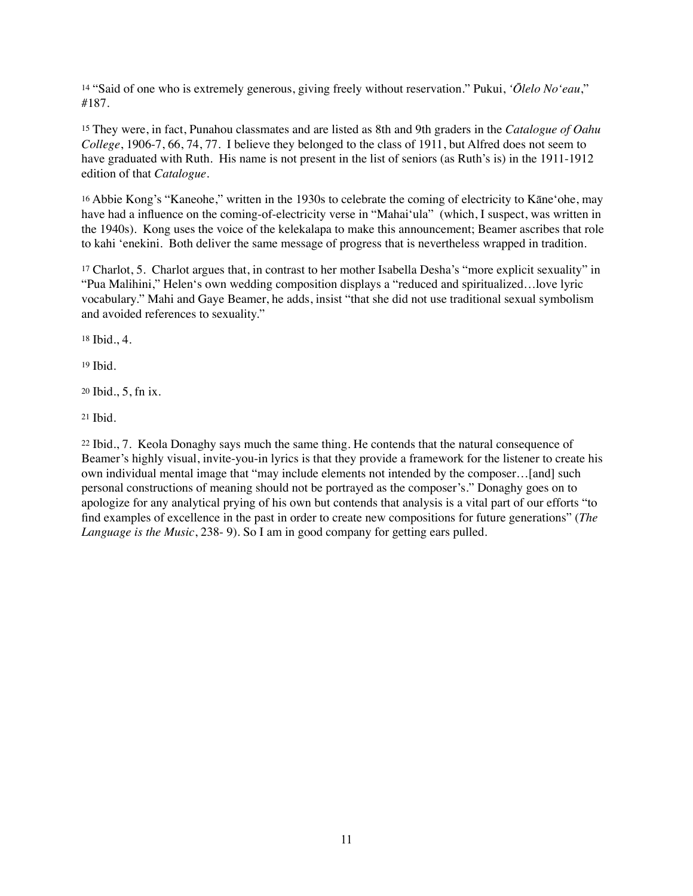[14] "Said of one who is extremely generous, giving freely without reservation." Pukui, *'Ōlelo No'eau*," #187.

[15] They were, in fact, Punahou classmates and are listed as 8th and 9th graders in the *Catalogue of Oahu College*, 1906-7, 66, 74, 77. I believe they belonged to the class of 1911, but Alfred does not seem to have graduated with Ruth. His name is not present in the list of seniors (as Ruth's is) in the 1911-1912 edition of that *Catalogue*.

[16] Abbie Kong's "Kaneohe," written in the 1930s to celebrate the coming of electricity to Kāne'ohe, may have had a influence on the coming-of-electricity verse in "Mahai'ula" (which, I suspect, was written in the 1940s). Kong uses the voice of the kelekalapa to make this announcement; Beamer ascribes that role to kahi 'enekini. Both deliver the same message of progress that is nevertheless wrapped in tradition.

[17] Charlot, 5. Charlot argues that, in contrast to her mother Isabella Desha's "more explicit sexuality" in "Pua Malihini," Helen's own wedding composition displays a "reduced and spiritualized…love lyric vocabulary." Mahi and Gaye Beamer, he adds, insist "that she did not use traditional sexual symbolism and avoided references to sexuality."

[18] Ibid., 4.

[19] Ibid.

[20] Ibid., 5, fn ix.

[21] Ibid.

[22] Ibid., 7. Keola Donaghy says much the same thing. He contends that the natural consequence of Beamer's highly visual, invite-you-in lyrics is that they provide a framework for the listener to create his own individual mental image that "may include elements not intended by the composer…[and] such personal constructions of meaning should not be portrayed as the composer's." Donaghy goes on to apologize for any analytical prying of his own but contends that analysis is a vital part of our efforts "to find examples of excellence in the past in order to create new compositions for future generations" (*The Language is the Music*, 238- 9). So I am in good company for getting ears pulled.